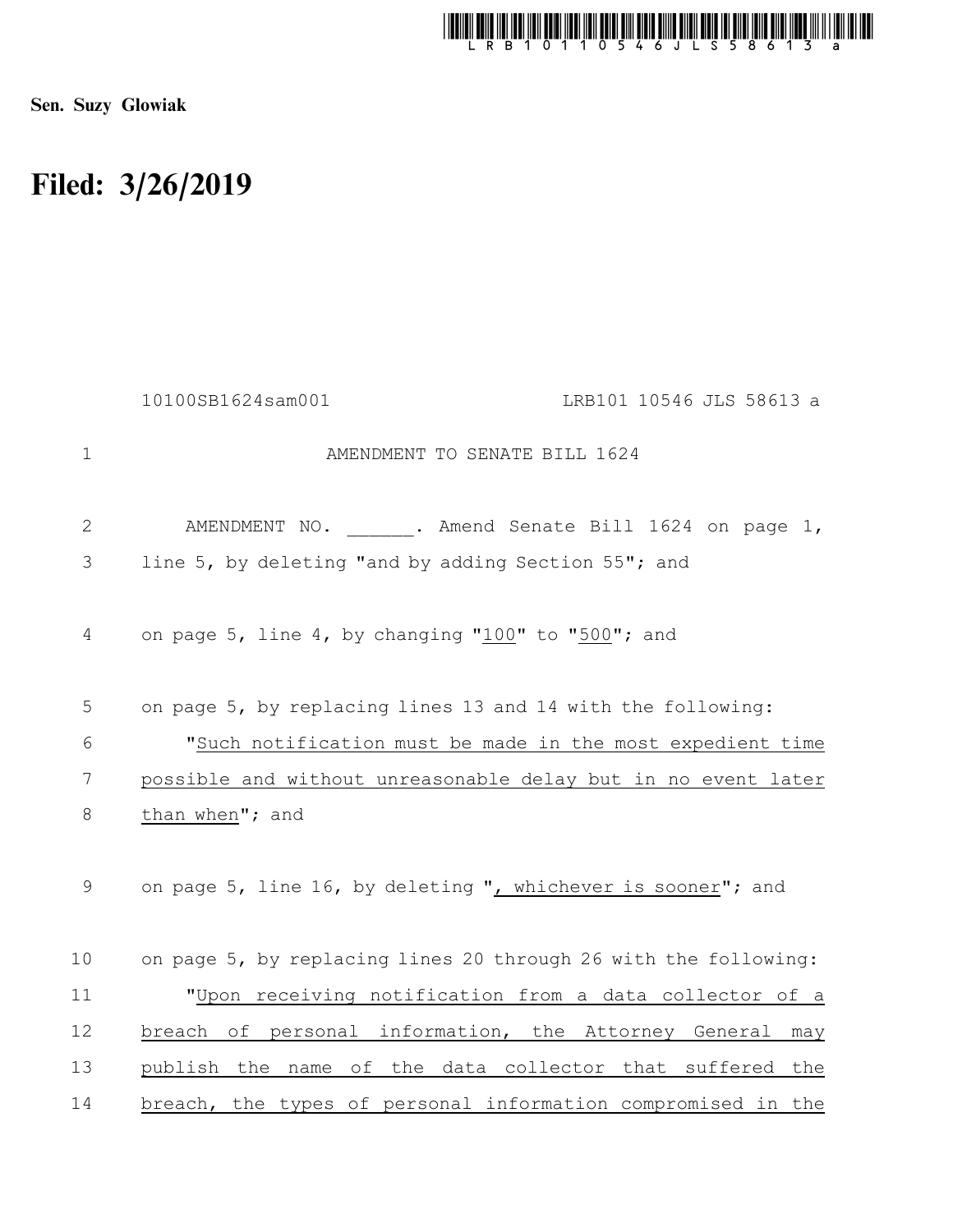Sen. Suzy Glowiak

# Filed: 3/26/2019

10100SB1624sam001 LRB101 10546 JLS 58613 a

AMENDMENT TO SENATE BILL 1624

AMENDMENT NO. ______. Amend Senate Bill 1624 on page 1, line 5, by deleting "and by adding Section 55"; and

on page 5, line 4, by changing "100" to "500"; and

on page 5, by replacing lines 13 and 14 with the following:

"Such notification must be made in the most expedient time possible and without unreasonable delay but in no event later than when"; and

on page 5, line 16, by deleting ", whichever is sooner"; and

on page 5, by replacing lines 20 through 26 with the following:

"Upon receiving notification from a data collector of a breach of personal information, the Attorney General may publish the name of the data collector that suffered the breach, the types of personal information compromised in the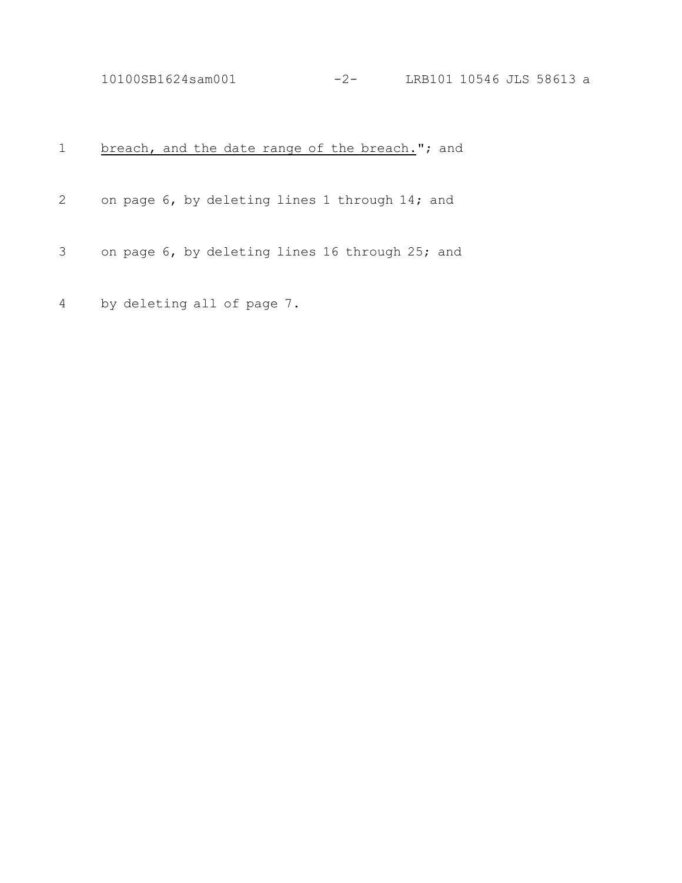breach, and the date range of the breach."; and

on page 6, by deleting lines 1 through 14; and

on page 6, by deleting lines 16 through 25; and

by deleting all of page 7.